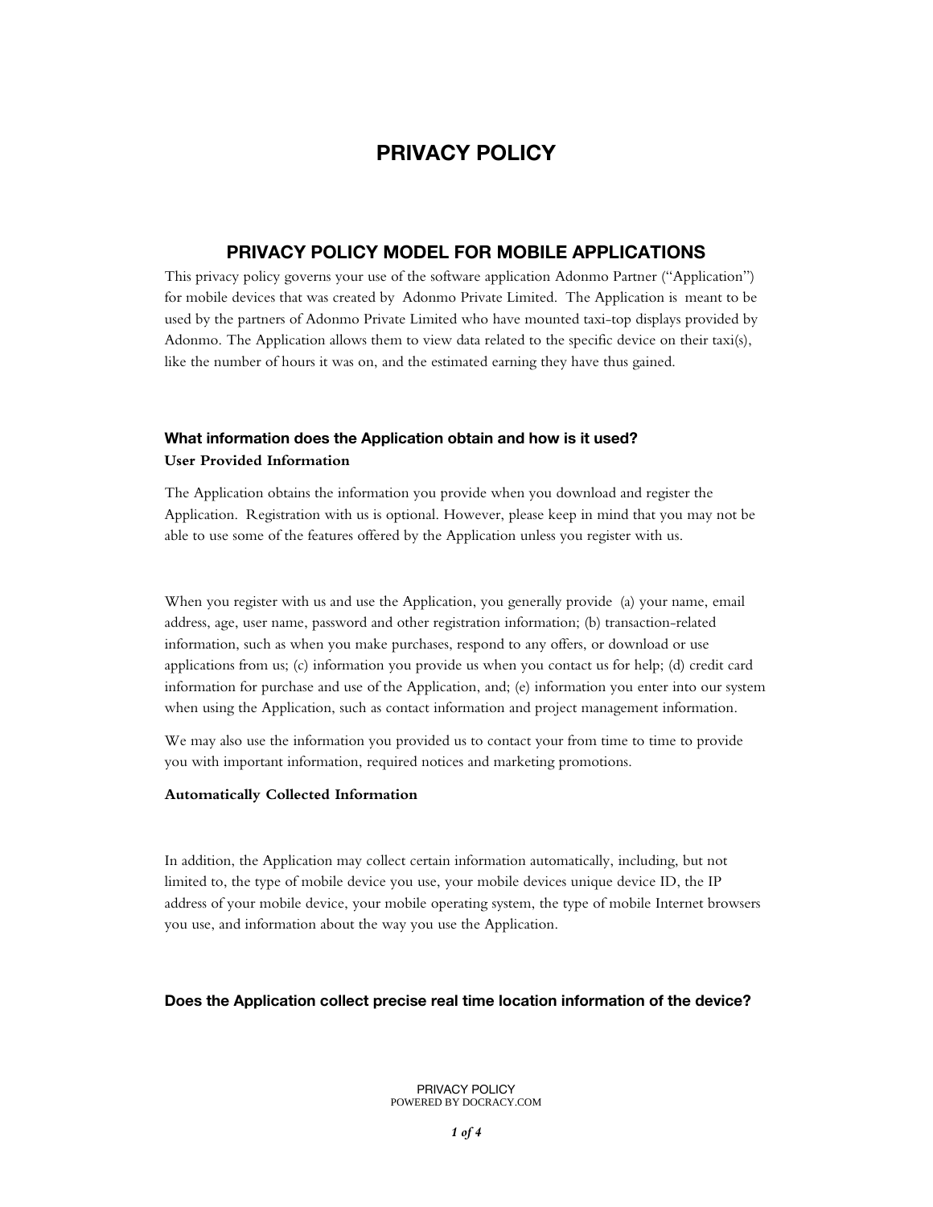# PRIVACY POLICY

## PRIVACY POLICY MODEL FOR MOBILE APPLICATIONS

This privacy policy governs your use of the software application Adonmo Partner ("Application") for mobile devices that was created by Adonmo Private Limited. The Application is meant to be used by the partners of Adonmo Private Limited who have mounted taxi-top displays provided by Adonmo. The Application allows them to view data related to the specific device on their taxi(s), like the number of hours it was on, and the estimated earning they have thus gained.

### What information does the Application obtain and how is it used?

**User Provided Information**

The Application obtains the information you provide when you download and register the Application. Registration with us is optional. However, please keep in mind that you may not be able to use some of the features offered by the Application unless you register with us.

When you register with us and use the Application, you generally provide (a) your name, email address, age, user name, password and other registration information; (b) transaction-related information, such as when you make purchases, respond to any offers, or download or use applications from us; (c) information you provide us when you contact us for help; (d) credit card information for purchase and use of the Application, and; (e) information you enter into our system when using the Application, such as contact information and project management information.

We may also use the information you provided us to contact your from time to time to provide you with important information, required notices and marketing promotions.

**Automatically Collected Information**

In addition, the Application may collect certain information automatically, including, but not limited to, the type of mobile device you use, your mobile devices unique device ID, the IP address of your mobile device, your mobile operating system, the type of mobile Internet browsers you use, and information about the way you use the Application.

### Does the Application collect precise real time location information of the device?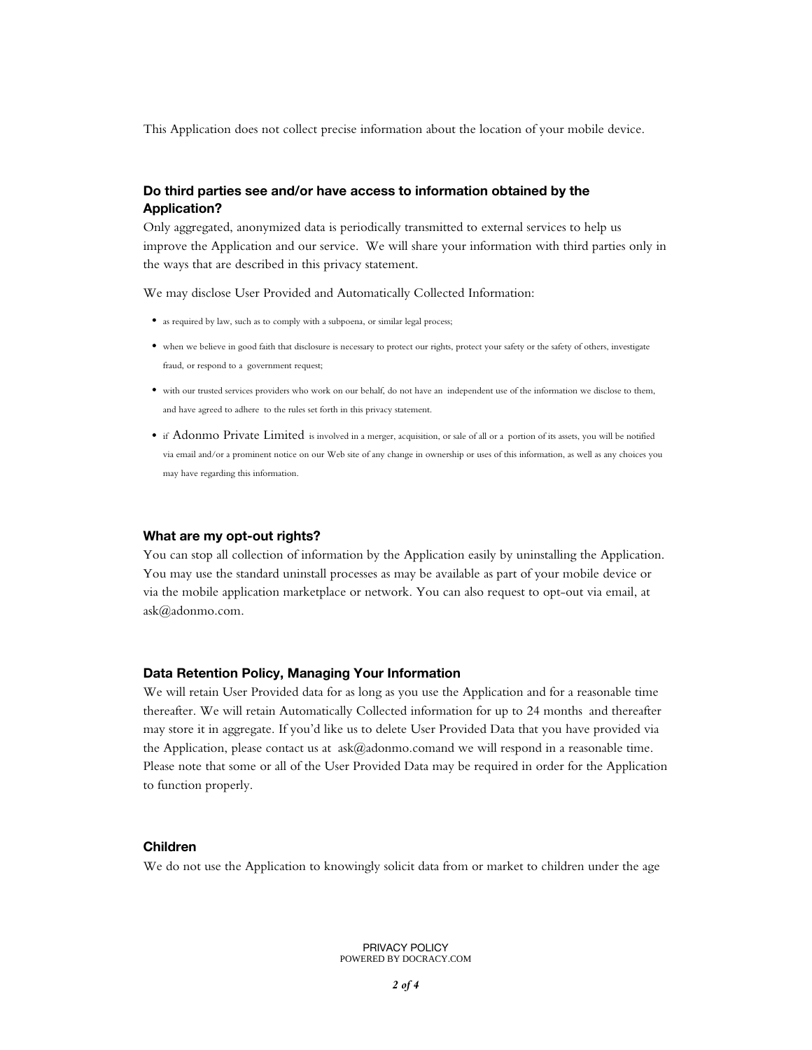This Application does not collect precise information about the location of your mobile device.

### Do third parties see and/or have access to information obtained by the Application?

Only aggregated, anonymized data is periodically transmitted to external services to help us improve the Application and our service. We will share your information with third parties only in the ways that are described in this privacy statement.

We may disclose User Provided and Automatically Collected Information:

- as required by law, such as to comply with a subpoena, or similar legal process;
- when we believe in good faith that disclosure is necessary to protect our rights, protect your safety or the safety of others, investigate fraud, or respond to a government request;
- with our trusted services providers who work on our behalf, do not have an independent use of the information we disclose to them, and have agreed to adhere to the rules set forth in this privacy statement.
- if Adonmo Private Limited is involved in a merger, acquisition, or sale of all or a portion of its assets, you will be notified via email and/or a prominent notice on our Web site of any change in ownership or uses of this information, as well as any choices you may have regarding this information.

### What are my opt-out rights?

You can stop all collection of information by the Application easily by uninstalling the Application. You may use the standard uninstall processes as may be available as part of your mobile device or via the mobile application marketplace or network. You can also request to opt-out via email, at ask@adonmo.com.

### Data Retention Policy, Managing Your Information

We will retain User Provided data for as long as you use the Application and for a reasonable time thereafter. We will retain Automatically Collected information for up to 24 months and thereafter may store it in aggregate. If you'd like us to delete User Provided Data that you have provided via the Application, please contact us at ask@adonmo.comand we will respond in a reasonable time. Please note that some or all of the User Provided Data may be required in order for the Application to function properly.

### Children

We do not use the Application to knowingly solicit data from or market to children under the age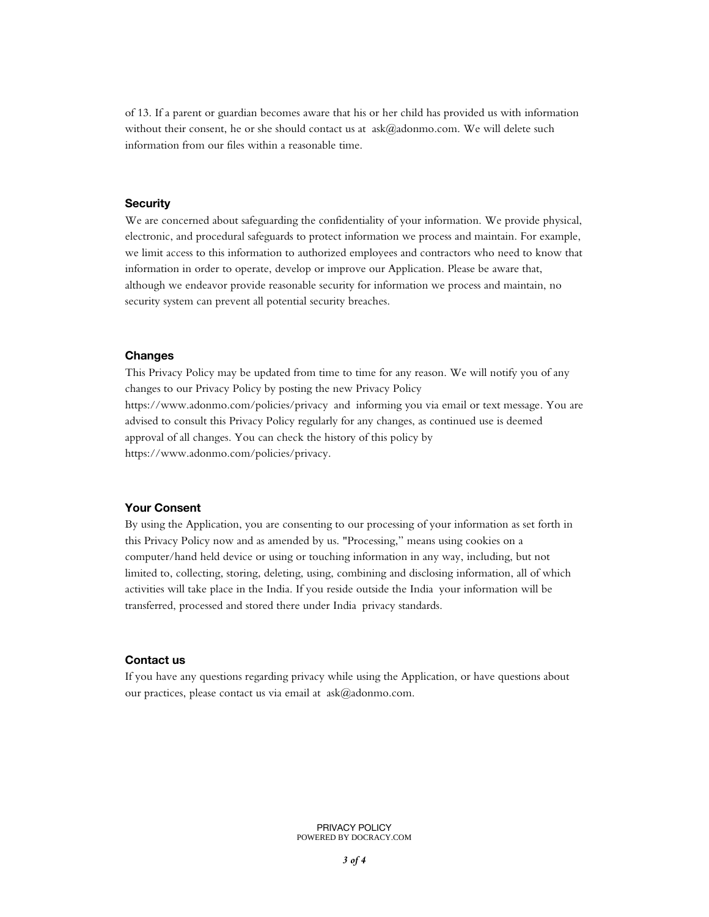of 13. If a parent or guardian becomes aware that his or her child has provided us with information without their consent, he or she should contact us at ask@adonmo.com. We will delete such information from our files within a reasonable time.

### Security

We are concerned about safeguarding the confidentiality of your information. We provide physical, electronic, and procedural safeguards to protect information we process and maintain. For example, we limit access to this information to authorized employees and contractors who need to know that information in order to operate, develop or improve our Application. Please be aware that, although we endeavor provide reasonable security for information we process and maintain, no security system can prevent all potential security breaches.

### Changes

This Privacy Policy may be updated from time to time for any reason. We will notify you of any changes to our Privacy Policy by posting the new Privacy Policy https://www.adonmo.com/policies/privacy and informing you via email or text message. You are advised to consult this Privacy Policy regularly for any changes, as continued use is deemed approval of all changes. You can check the history of this policy by https://www.adonmo.com/policies/privacy.

### Your Consent

By using the Application, you are consenting to our processing of your information as set forth in this Privacy Policy now and as amended by us. "Processing," means using cookies on a computer/hand held device or using or touching information in any way, including, but not limited to, collecting, storing, deleting, using, combining and disclosing information, all of which activities will take place in the India. If you reside outside the India your information will be transferred, processed and stored there under India privacy standards.

### Contact us

If you have any questions regarding privacy while using the Application, or have questions about our practices, please contact us via email at ask@adonmo.com.